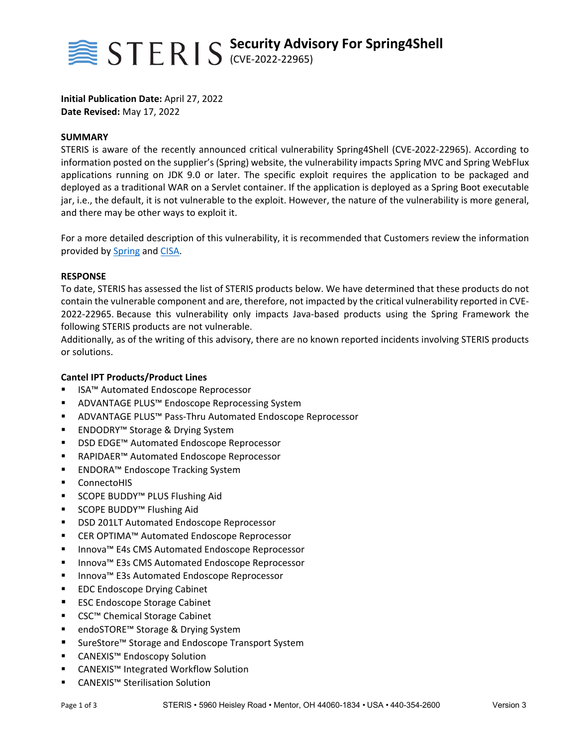# Security Advisory For Spring4Shell
(CVE-2022-22965)

**Initial Publication Date:** April 27, 2022
**Date Revised:** May 17, 2022

**SUMMARY**
STERIS is aware of the recently announced critical vulnerability Spring4Shell (CVE-2022-22965). According to information posted on the supplier's (Spring) website, the vulnerability impacts Spring MVC and Spring WebFlux applications running on JDK 9.0 or later. The specific exploit requires the application to be packaged and deployed as a traditional WAR on a Servlet container. If the application is deployed as a Spring Boot executable jar, i.e., the default, it is not vulnerable to the exploit. However, the nature of the vulnerability is more general, and there may be other ways to exploit it.

For a more detailed description of this vulnerability, it is recommended that Customers review the information provided by Spring and CISA.

**RESPONSE**
To date, STERIS has assessed the list of STERIS products below. We have determined that these products do not contain the vulnerable component and are, therefore, not impacted by the critical vulnerability reported in CVE-2022-22965. Because this vulnerability only impacts Java-based products using the Spring Framework the following STERIS products are not vulnerable.
Additionally, as of the writing of this advisory, there are no known reported incidents involving STERIS products or solutions.

**Cantel IPT Products/Product Lines**
- ISA™ Automated Endoscope Reprocessor
- ADVANTAGE PLUS™ Endoscope Reprocessing System
- ADVANTAGE PLUS™ Pass-Thru Automated Endoscope Reprocessor
- ENDODRY™ Storage & Drying System
- DSD EDGE™ Automated Endoscope Reprocessor
- RAPIDAER™ Automated Endoscope Reprocessor
- ENDORA™ Endoscope Tracking System
- ConnectoHIS
- SCOPE BUDDY™ PLUS Flushing Aid
- SCOPE BUDDY™ Flushing Aid
- DSD 201LT Automated Endoscope Reprocessor
- CER OPTIMA™ Automated Endoscope Reprocessor
- Innova™ E4s CMS Automated Endoscope Reprocessor
- Innova™ E3s CMS Automated Endoscope Reprocessor
- Innova™ E3s Automated Endoscope Reprocessor
- EDC Endoscope Drying Cabinet
- ESC Endoscope Storage Cabinet
- CSC™ Chemical Storage Cabinet
- endoSTORE™ Storage & Drying System
- SureStore™ Storage and Endoscope Transport System
- CANEXIS™ Endoscopy Solution
- CANEXIS™ Integrated Workflow Solution
- CANEXIS™ Sterilisation Solution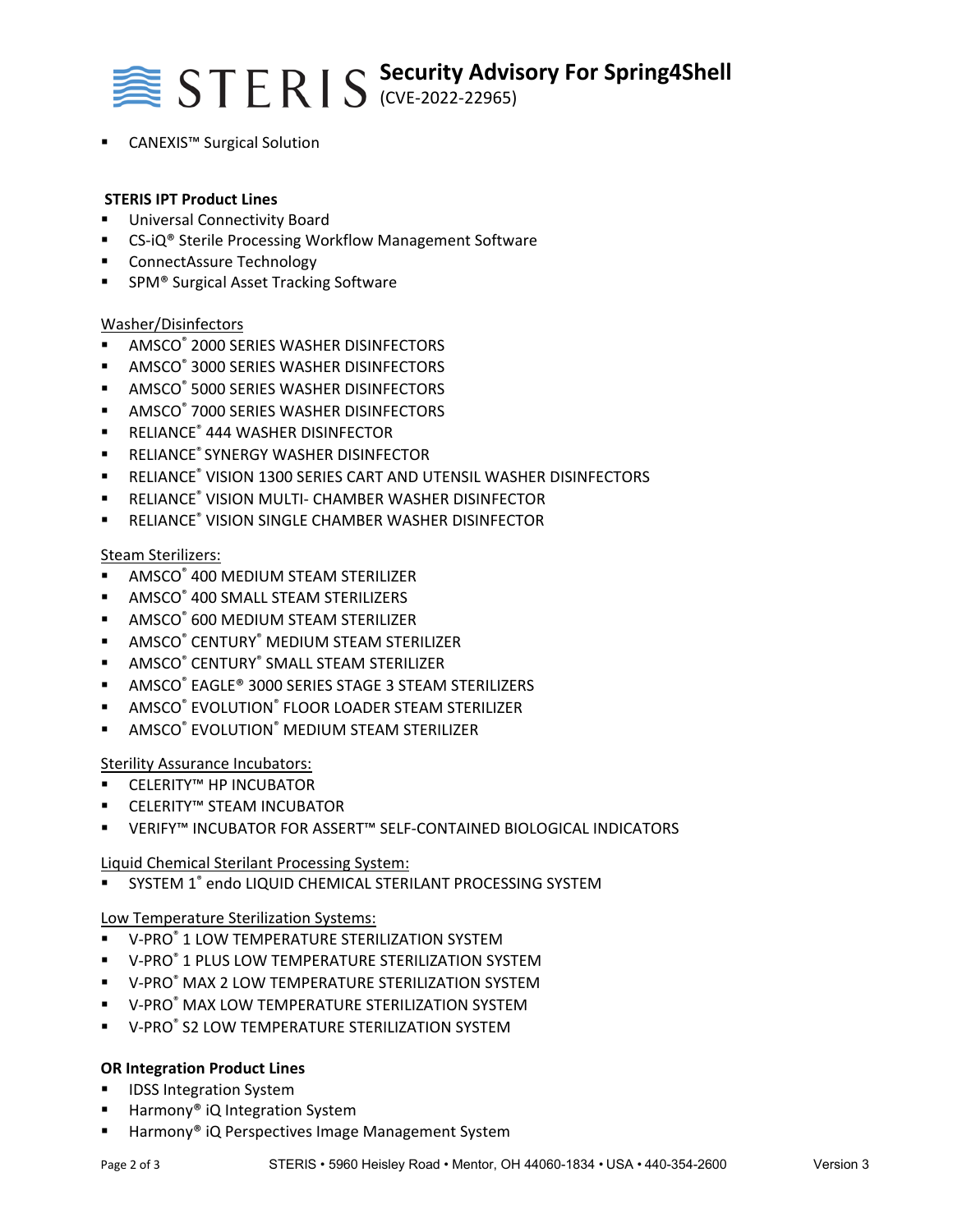- CANEXIS™ Surgical Solution

**STERIS IPT Product Lines**

- Universal Connectivity Board
- CS-iQ® Sterile Processing Workflow Management Software
- ConnectAssure Technology
- SPM® Surgical Asset Tracking Software

Washer/Disinfectors

- AMSCO® 2000 SERIES WASHER DISINFECTORS
- AMSCO® 3000 SERIES WASHER DISINFECTORS
- AMSCO® 5000 SERIES WASHER DISINFECTORS
- AMSCO® 7000 SERIES WASHER DISINFECTORS
- RELIANCE® 444 WASHER DISINFECTOR
- RELIANCE® SYNERGY WASHER DISINFECTOR
- RELIANCE® VISION 1300 SERIES CART AND UTENSIL WASHER DISINFECTORS
- RELIANCE® VISION MULTI- CHAMBER WASHER DISINFECTOR
- RELIANCE® VISION SINGLE CHAMBER WASHER DISINFECTOR

Steam Sterilizers:

- AMSCO® 400 MEDIUM STEAM STERILIZER
- AMSCO® 400 SMALL STEAM STERILIZERS
- AMSCO® 600 MEDIUM STEAM STERILIZER
- AMSCO® CENTURY® MEDIUM STEAM STERILIZER
- AMSCO® CENTURY® SMALL STEAM STERILIZER
- AMSCO® EAGLE® 3000 SERIES STAGE 3 STEAM STERILIZERS
- AMSCO® EVOLUTION® FLOOR LOADER STEAM STERILIZER
- AMSCO® EVOLUTION® MEDIUM STEAM STERILIZER

Sterility Assurance Incubators:

- CELERITY™ HP INCUBATOR
- CELERITY™ STEAM INCUBATOR
- VERIFY™ INCUBATOR FOR ASSERT™ SELF-CONTAINED BIOLOGICAL INDICATORS

Liquid Chemical Sterilant Processing System:

- SYSTEM 1® endo LIQUID CHEMICAL STERILANT PROCESSING SYSTEM

Low Temperature Sterilization Systems:

- V-PRO® 1 LOW TEMPERATURE STERILIZATION SYSTEM
- V-PRO® 1 PLUS LOW TEMPERATURE STERILIZATION SYSTEM
- V-PRO® MAX 2 LOW TEMPERATURE STERILIZATION SYSTEM
- V-PRO® MAX LOW TEMPERATURE STERILIZATION SYSTEM
- V-PRO® S2 LOW TEMPERATURE STERILIZATION SYSTEM

**OR Integration Product Lines**

- IDSS Integration System
- Harmony® iQ Integration System
- Harmony® iQ Perspectives Image Management System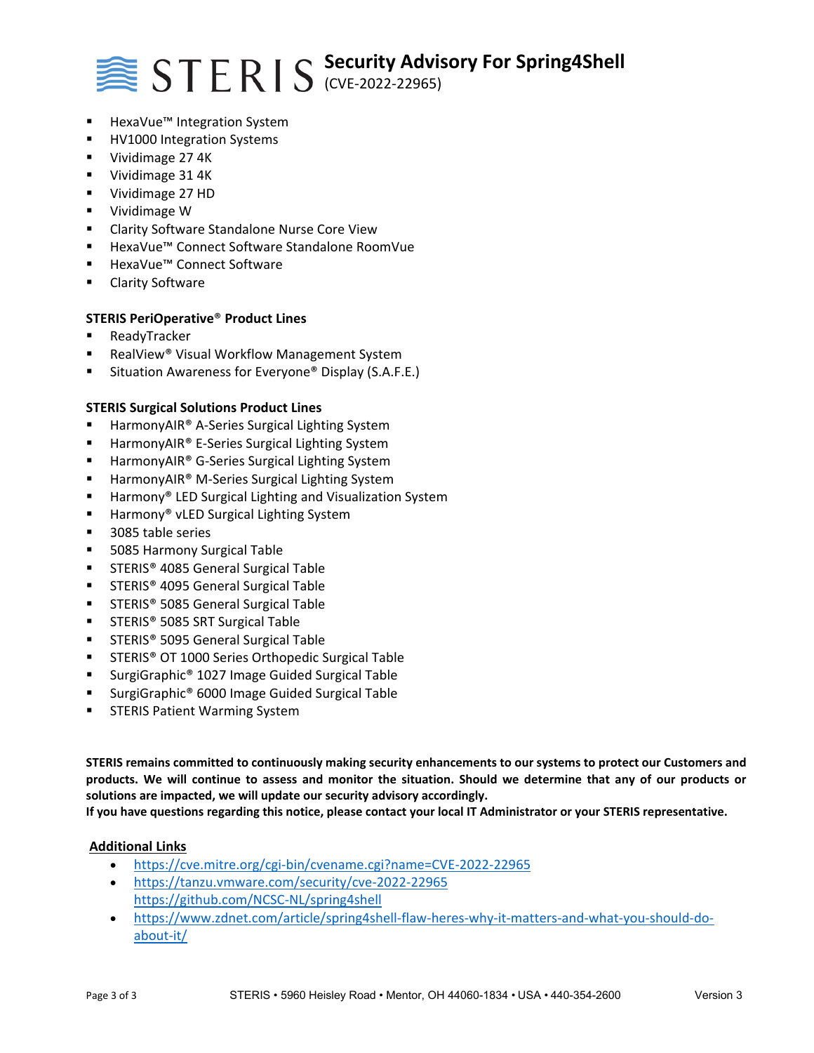- HexaVue™ Integration System
- HV1000 Integration Systems
- Vividimage 27 4K
- Vividimage 31 4K
- Vividimage 27 HD
- Vividimage W
- Clarity Software Standalone Nurse Core View
- HexaVue™ Connect Software Standalone RoomVue
- HexaVue™ Connect Software
- Clarity Software

**STERIS PeriOperative® Product Lines**

- ReadyTracker
- RealView® Visual Workflow Management System
- Situation Awareness for Everyone® Display (S.A.F.E.)

**STERIS Surgical Solutions Product Lines**

- HarmonyAIR® A-Series Surgical Lighting System
- HarmonyAIR® E-Series Surgical Lighting System
- HarmonyAIR® G-Series Surgical Lighting System
- HarmonyAIR® M-Series Surgical Lighting System
- Harmony® LED Surgical Lighting and Visualization System
- Harmony® vLED Surgical Lighting System
- 3085 table series
- 5085 Harmony Surgical Table
- STERIS® 4085 General Surgical Table
- STERIS® 4095 General Surgical Table
- STERIS® 5085 General Surgical Table
- STERIS® 5085 SRT Surgical Table
- STERIS® 5095 General Surgical Table
- STERIS® OT 1000 Series Orthopedic Surgical Table
- SurgiGraphic® 1027 Image Guided Surgical Table
- SurgiGraphic® 6000 Image Guided Surgical Table
- STERIS Patient Warming System

**STERIS remains committed to continuously making security enhancements to our systems to protect our Customers and products. We will continue to assess and monitor the situation. Should we determine that any of our products or solutions are impacted, we will update our security advisory accordingly.**
**If you have questions regarding this notice, please contact your local IT Administrator or your STERIS representative.**

**Additional Links**

- https://cve.mitre.org/cgi-bin/cvename.cgi?name=CVE-2022-22965
- https://tanzu.vmware.com/security/cve-2022-22965
  https://github.com/NCSC-NL/spring4shell
- https://www.zdnet.com/article/spring4shell-flaw-heres-why-it-matters-and-what-you-should-do-about-it/

STERIS • 5960 Heisley Road • Mentor, OH 44060-1834 • USA • 440-354-2600

Version 3